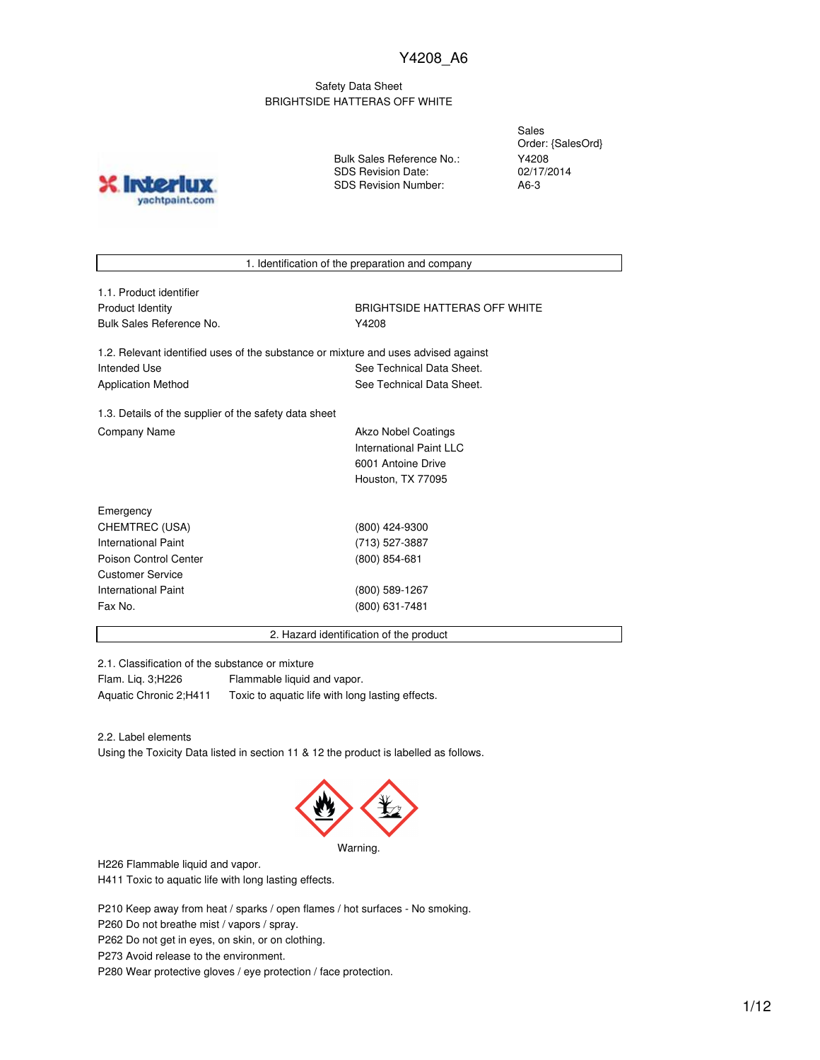Y4208_A6

Safety Data Sheet
BRIGHTSIDE HATTERAS OFF WHITE

| | | |
|---|---|---|
| | | Sales Order: {SalesOrd} |
| | Bulk Sales Reference No.: | Y4208 |
| | SDS Revision Date: | 02/17/2014 |
| | SDS Revision Number: | A6-3 |

## 1. Identification of the preparation and company

1.1. Product identifier

| | |
|---|---|
| Product Identity | BRIGHTSIDE HATTERAS OFF WHITE |
| Bulk Sales Reference No. | Y4208 |

1.2. Relevant identified uses of the substance or mixture and uses advised against

| | |
|---|---|
| Intended Use | See Technical Data Sheet. |
| Application Method | See Technical Data Sheet. |

1.3. Details of the supplier of the safety data sheet

| | |
|---|---|
| Company Name | Akzo Nobel Coatings<br>International Paint LLC<br>6001 Antoine Drive<br>Houston, TX 77095 |

| | |
|---|---|
| Emergency | |
| CHEMTREC (USA) | (800) 424-9300 |
| International Paint | (713) 527-3887 |
| Poison Control Center | (800) 854-681 |
| Customer Service | |
| International Paint | (800) 589-1267 |
| Fax No. | (800) 631-7481 |

## 2. Hazard identification of the product

2.1. Classification of the substance or mixture

| | |
|---|---|
| Flam. Liq. 3;H226 | Flammable liquid and vapor. |
| Aquatic Chronic 2;H411 | Toxic to aquatic life with long lasting effects. |

2.2. Label elements

Using the Toxicity Data listed in section 11 & 12 the product is labelled as follows.

Warning.

H226 Flammable liquid and vapor.
H411 Toxic to aquatic life with long lasting effects.

P210 Keep away from heat / sparks / open flames / hot surfaces - No smoking.
P260 Do not breathe mist / vapors / spray.
P262 Do not get in eyes, on skin, or on clothing.
P273 Avoid release to the environment.
P280 Wear protective gloves / eye protection / face protection.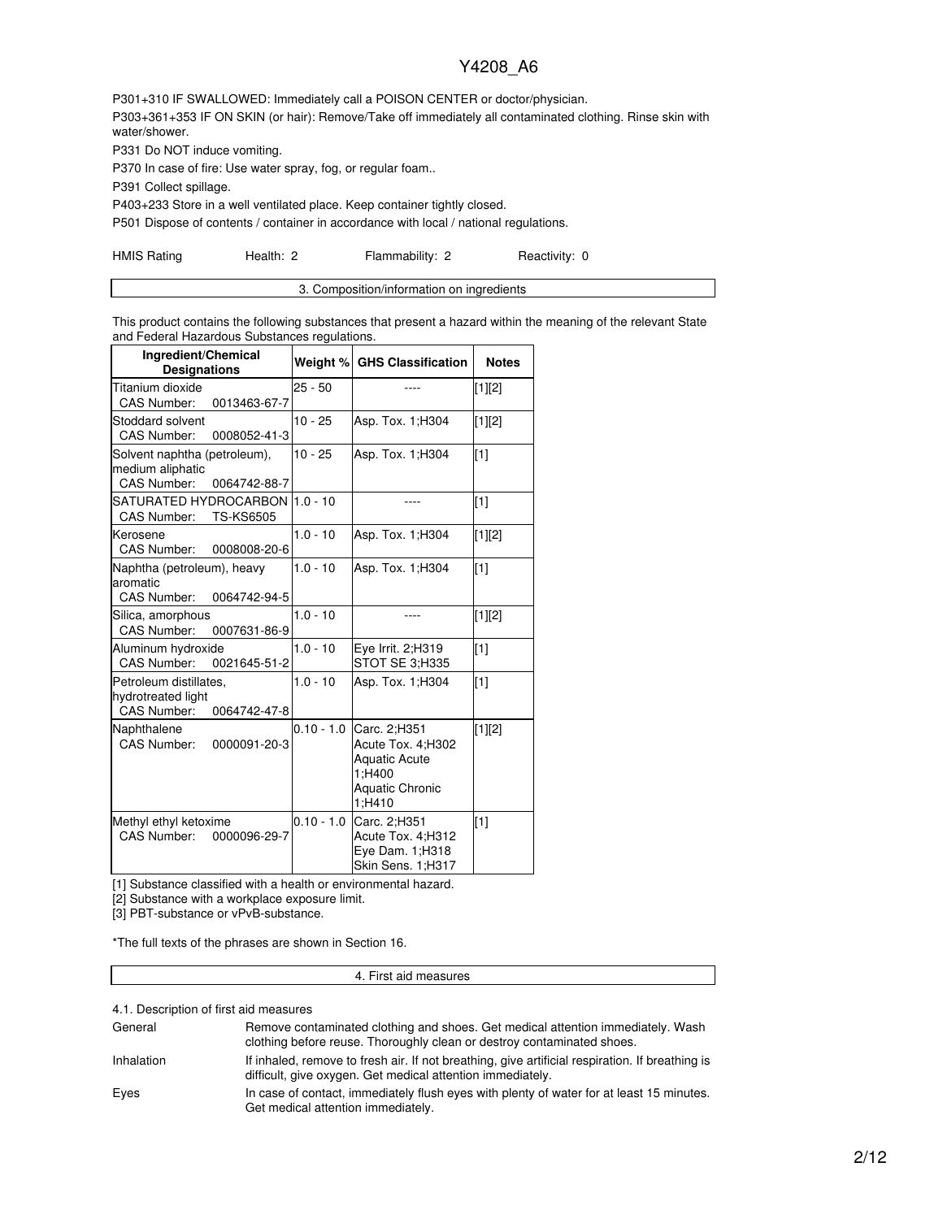P301+310 IF SWALLOWED: Immediately call a POISON CENTER or doctor/physician.

P303+361+353 IF ON SKIN (or hair): Remove/Take off immediately all contaminated clothing. Rinse skin with water/shower.

P331 Do NOT induce vomiting.

P370 In case of fire: Use water spray, fog, or regular foam..

P391 Collect spillage.

P403+233 Store in a well ventilated place. Keep container tightly closed.

P501 Dispose of contents / container in accordance with local / national regulations.

HMIS Rating    Health: 2    Flammability: 2    Reactivity: 0

## 3. Composition/information on ingredients

This product contains the following substances that present a hazard within the meaning of the relevant State and Federal Hazardous Substances regulations.

| Ingredient/Chemical Designations | Weight % | GHS Classification | Notes |
|---|---|---|---|
| Titanium dioxide<br>CAS Number: 0013463-67-7 | 25 - 50 | ---- | [1][2] |
| Stoddard solvent<br>CAS Number: 0008052-41-3 | 10 - 25 | Asp. Tox. 1;H304 | [1][2] |
| Solvent naphtha (petroleum), medium aliphatic<br>CAS Number: 0064742-88-7 | 10 - 25 | Asp. Tox. 1;H304 | [1] |
| SATURATED HYDROCARBON<br>CAS Number: TS-KS6505 | 1.0 - 10 | ---- | [1] |
| Kerosene<br>CAS Number: 0008008-20-6 | 1.0 - 10 | Asp. Tox. 1;H304 | [1][2] |
| Naphtha (petroleum), heavy aromatic<br>CAS Number: 0064742-94-5 | 1.0 - 10 | Asp. Tox. 1;H304 | [1] |
| Silica, amorphous<br>CAS Number: 0007631-86-9 | 1.0 - 10 | ---- | [1][2] |
| Aluminum hydroxide<br>CAS Number: 0021645-51-2 | 1.0 - 10 | Eye Irrit. 2;H319<br>STOT SE 3;H335 | [1] |
| Petroleum distillates, hydrotreated light<br>CAS Number: 0064742-47-8 | 1.0 - 10 | Asp. Tox. 1;H304 | [1] |
| Naphthalene<br>CAS Number: 0000091-20-3 | 0.10 - 1.0 | Carc. 2;H351<br>Acute Tox. 4;H302<br>Aquatic Acute 1;H400<br>Aquatic Chronic 1;H410 | [1][2] |
| Methyl ethyl ketoxime<br>CAS Number: 0000096-29-7 | 0.10 - 1.0 | Carc. 2;H351<br>Acute Tox. 4;H312<br>Eye Dam. 1;H318<br>Skin Sens. 1;H317 | [1] |

[1] Substance classified with a health or environmental hazard.

[2] Substance with a workplace exposure limit.

[3] PBT-substance or vPvB-substance.

*The full texts of the phrases are shown in Section 16.

## 4. First aid measures

4.1. Description of first aid measures

| | |
|---|---|
| General | Remove contaminated clothing and shoes. Get medical attention immediately. Wash clothing before reuse. Thoroughly clean or destroy contaminated shoes. |
| Inhalation | If inhaled, remove to fresh air. If not breathing, give artificial respiration. If breathing is difficult, give oxygen. Get medical attention immediately. |
| Eyes | In case of contact, immediately flush eyes with plenty of water for at least 15 minutes. Get medical attention immediately. |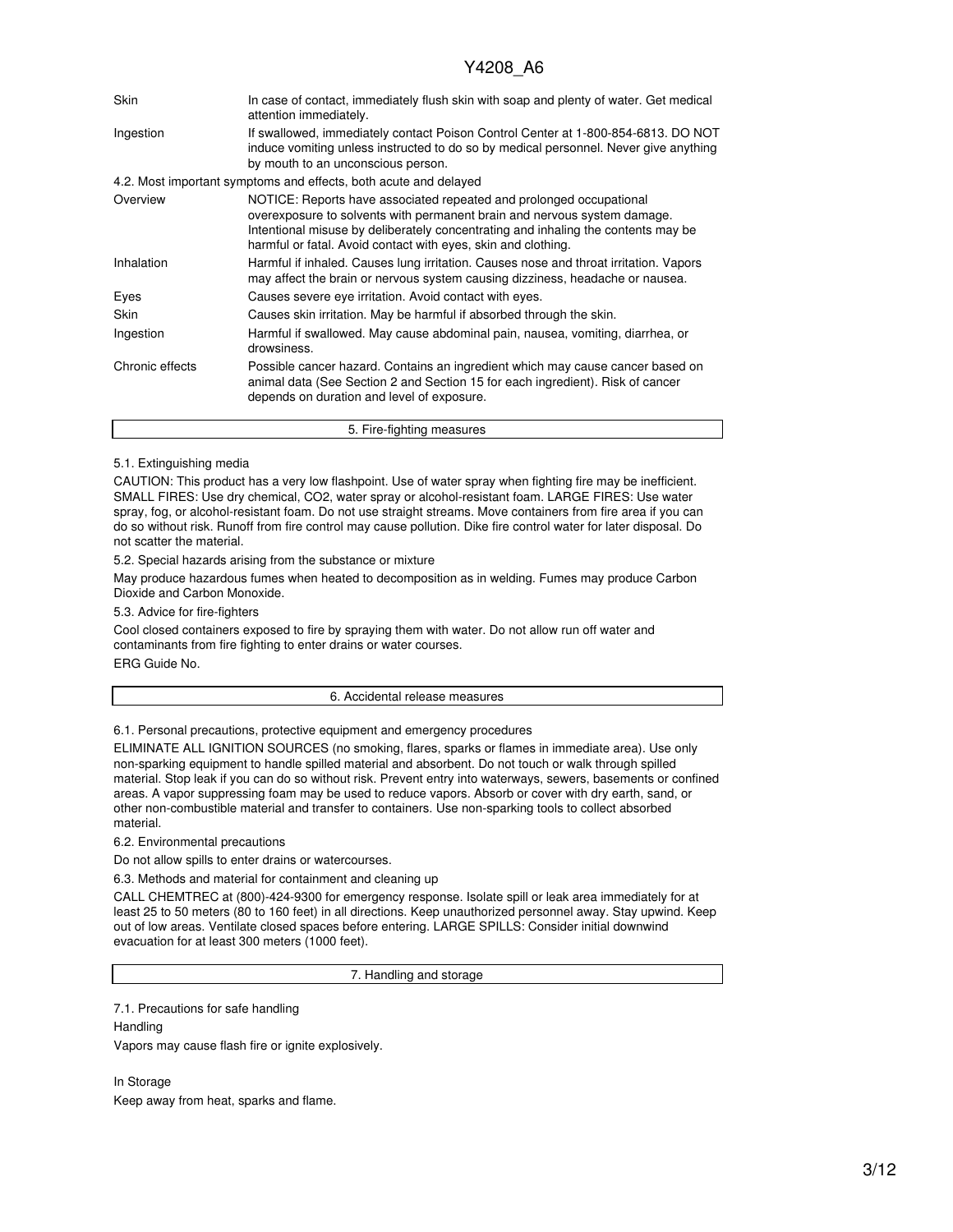| | |
|---|---|
| Skin | In case of contact, immediately flush skin with soap and plenty of water. Get medical attention immediately. |
| Ingestion | If swallowed, immediately contact Poison Control Center at 1-800-854-6813. DO NOT induce vomiting unless instructed to do so by medical personnel. Never give anything by mouth to an unconscious person. |

4.2. Most important symptoms and effects, both acute and delayed

| | |
|---|---|
| Overview | NOTICE: Reports have associated repeated and prolonged occupational overexposure to solvents with permanent brain and nervous system damage. Intentional misuse by deliberately concentrating and inhaling the contents may be harmful or fatal. Avoid contact with eyes, skin and clothing. |
| Inhalation | Harmful if inhaled. Causes lung irritation. Causes nose and throat irritation. Vapors may affect the brain or nervous system causing dizziness, headache or nausea. |
| Eyes | Causes severe eye irritation. Avoid contact with eyes. |
| Skin | Causes skin irritation. May be harmful if absorbed through the skin. |
| Ingestion | Harmful if swallowed. May cause abdominal pain, nausea, vomiting, diarrhea, or drowsiness. |
| Chronic effects | Possible cancer hazard. Contains an ingredient which may cause cancer based on animal data (See Section 2 and Section 15 for each ingredient). Risk of cancer depends on duration and level of exposure. |

## 5. Fire-fighting measures

5.1. Extinguishing media

CAUTION: This product has a very low flashpoint. Use of water spray when fighting fire may be inefficient. SMALL FIRES: Use dry chemical, CO2, water spray or alcohol-resistant foam. LARGE FIRES: Use water spray, fog, or alcohol-resistant foam. Do not use straight streams. Move containers from fire area if you can do so without risk. Runoff from fire control may cause pollution. Dike fire control water for later disposal. Do not scatter the material.

5.2. Special hazards arising from the substance or mixture

May produce hazardous fumes when heated to decomposition as in welding. Fumes may produce Carbon Dioxide and Carbon Monoxide.

5.3. Advice for fire-fighters

Cool closed containers exposed to fire by spraying them with water. Do not allow run off water and contaminants from fire fighting to enter drains or water courses.

ERG Guide No.

## 6. Accidental release measures

6.1. Personal precautions, protective equipment and emergency procedures

ELIMINATE ALL IGNITION SOURCES (no smoking, flares, sparks or flames in immediate area). Use only non-sparking equipment to handle spilled material and absorbent. Do not touch or walk through spilled material. Stop leak if you can do so without risk. Prevent entry into waterways, sewers, basements or confined areas. A vapor suppressing foam may be used to reduce vapors. Absorb or cover with dry earth, sand, or other non-combustible material and transfer to containers. Use non-sparking tools to collect absorbed material.

6.2. Environmental precautions

Do not allow spills to enter drains or watercourses.

6.3. Methods and material for containment and cleaning up

CALL CHEMTREC at (800)-424-9300 for emergency response. Isolate spill or leak area immediately for at least 25 to 50 meters (80 to 160 feet) in all directions. Keep unauthorized personnel away. Stay upwind. Keep out of low areas. Ventilate closed spaces before entering. LARGE SPILLS: Consider initial downwind evacuation for at least 300 meters (1000 feet).

## 7. Handling and storage

7.1. Precautions for safe handling

Handling

Vapors may cause flash fire or ignite explosively.

In Storage

Keep away from heat, sparks and flame.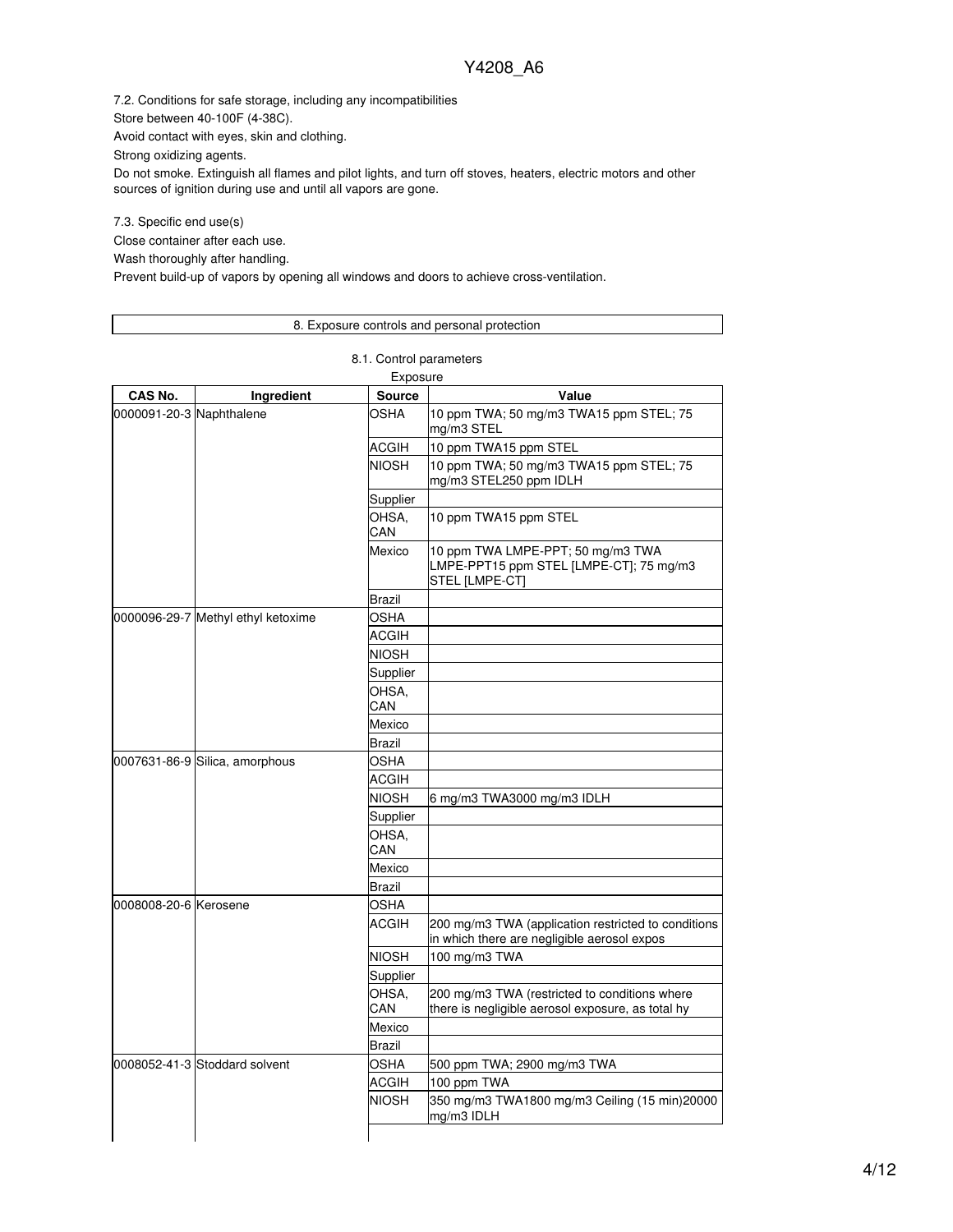7.2. Conditions for safe storage, including any incompatibilities

Store between 40-100F (4-38C).

Avoid contact with eyes, skin and clothing.

Strong oxidizing agents.

Do not smoke. Extinguish all flames and pilot lights, and turn off stoves, heaters, electric motors and other sources of ignition during use and until all vapors are gone.

7.3. Specific end use(s)

Close container after each use.

Wash thoroughly after handling.

Prevent build-up of vapors by opening all windows and doors to achieve cross-ventilation.

## 8. Exposure controls and personal protection

### 8.1. Control parameters

Exposure

| CAS No. | Ingredient | Source | Value |
|---|---|---|---|
| 0000091-20-3 | Naphthalene | OSHA | 10 ppm TWA; 50 mg/m3 TWA15 ppm STEL; 75 mg/m3 STEL |
| | | ACGIH | 10 ppm TWA15 ppm STEL |
| | | NIOSH | 10 ppm TWA; 50 mg/m3 TWA15 ppm STEL; 75 mg/m3 STEL250 ppm IDLH |
| | | Supplier | |
| | | OHSA, CAN | 10 ppm TWA15 ppm STEL |
| | | Mexico | 10 ppm TWA LMPE-PPT; 50 mg/m3 TWA LMPE-PPT15 ppm STEL [LMPE-CT]; 75 mg/m3 STEL [LMPE-CT] |
| | | Brazil | |
| 0000096-29-7 | Methyl ethyl ketoxime | OSHA | |
| | | ACGIH | |
| | | NIOSH | |
| | | Supplier | |
| | | OHSA, CAN | |
| | | Mexico | |
| | | Brazil | |
| 0007631-86-9 | Silica, amorphous | OSHA | |
| | | ACGIH | |
| | | NIOSH | 6 mg/m3 TWA3000 mg/m3 IDLH |
| | | Supplier | |
| | | OHSA, CAN | |
| | | Mexico | |
| | | Brazil | |
| 0008008-20-6 | Kerosene | OSHA | |
| | | ACGIH | 200 mg/m3 TWA (application restricted to conditions in which there are negligible aerosol expos |
| | | NIOSH | 100 mg/m3 TWA |
| | | Supplier | |
| | | OHSA, CAN | 200 mg/m3 TWA (restricted to conditions where there is negligible aerosol exposure, as total hy |
| | | Mexico | |
| | | Brazil | |
| 0008052-41-3 | Stoddard solvent | OSHA | 500 ppm TWA; 2900 mg/m3 TWA |
| | | ACGIH | 100 ppm TWA |
| | | NIOSH | 350 mg/m3 TWA1800 mg/m3 Ceiling (15 min)20000 mg/m3 IDLH |
| | | | |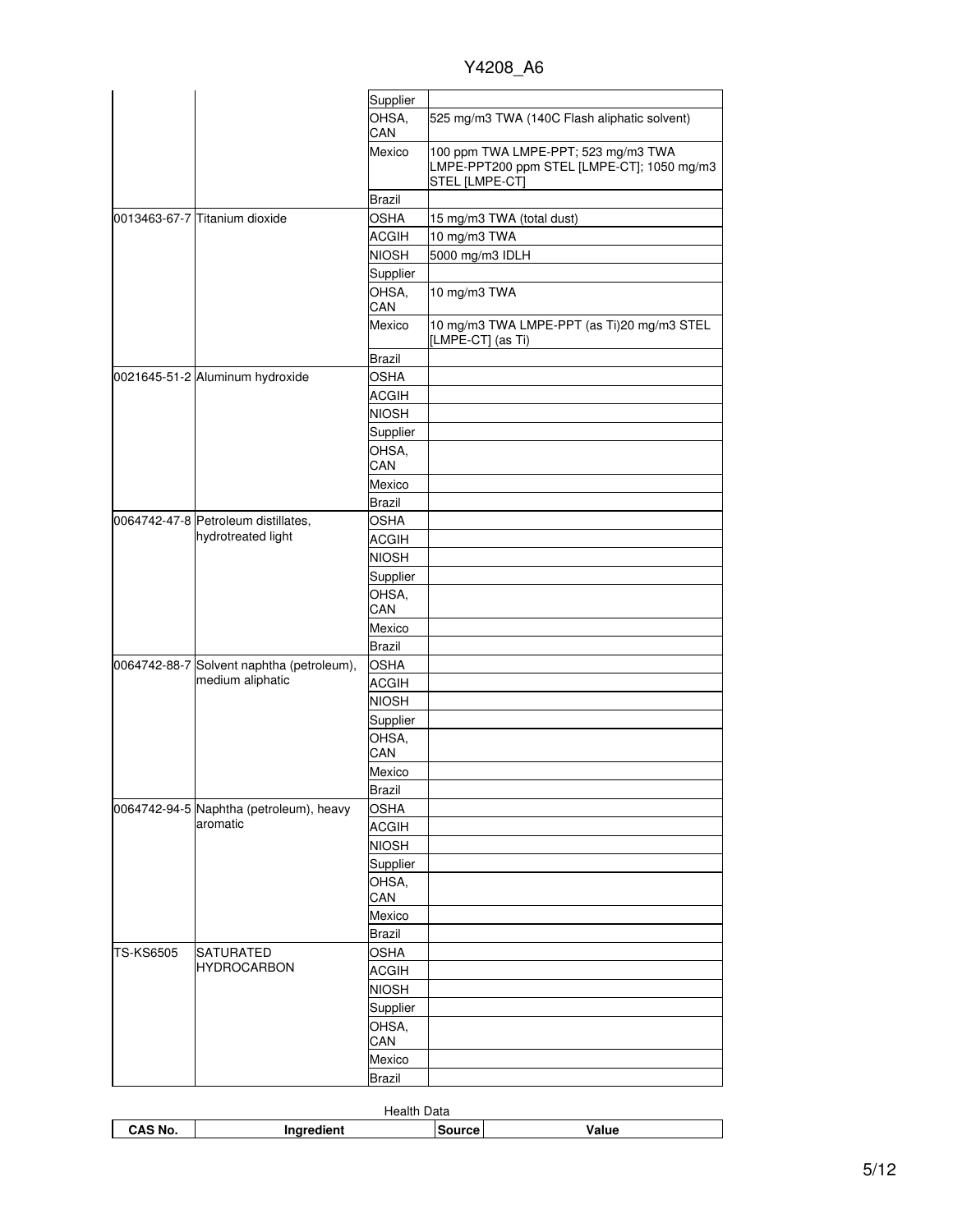| | | | |
|---|---|---|---|
| | | Supplier | |
| | | OHSA, CAN | 525 mg/m3 TWA (140C Flash aliphatic solvent) |
| | | Mexico | 100 ppm TWA LMPE-PPT; 523 mg/m3 TWA LMPE-PPT200 ppm STEL [LMPE-CT]; 1050 mg/m3 STEL [LMPE-CT] |
| | | Brazil | |
| 0013463-67-7 | Titanium dioxide | OSHA | 15 mg/m3 TWA (total dust) |
| | | ACGIH | 10 mg/m3 TWA |
| | | NIOSH | 5000 mg/m3 IDLH |
| | | Supplier | |
| | | OHSA, CAN | 10 mg/m3 TWA |
| | | Mexico | 10 mg/m3 TWA LMPE-PPT (as Ti)20 mg/m3 STEL [LMPE-CT] (as Ti) |
| | | Brazil | |
| 0021645-51-2 | Aluminum hydroxide | OSHA | |
| | | ACGIH | |
| | | NIOSH | |
| | | Supplier | |
| | | OHSA, CAN | |
| | | Mexico | |
| | | Brazil | |
| 0064742-47-8 | Petroleum distillates, hydrotreated light | OSHA | |
| | | ACGIH | |
| | | NIOSH | |
| | | Supplier | |
| | | OHSA, CAN | |
| | | Mexico | |
| | | Brazil | |
| 0064742-88-7 | Solvent naphtha (petroleum), medium aliphatic | OSHA | |
| | | ACGIH | |
| | | NIOSH | |
| | | Supplier | |
| | | OHSA, CAN | |
| | | Mexico | |
| | | Brazil | |
| 0064742-94-5 | Naphtha (petroleum), heavy aromatic | OSHA | |
| | | ACGIH | |
| | | NIOSH | |
| | | Supplier | |
| | | OHSA, CAN | |
| | | Mexico | |
| | | Brazil | |
| TS-KS6505 | SATURATED HYDROCARBON | OSHA | |
| | | ACGIH | |
| | | NIOSH | |
| | | Supplier | |
| | | OHSA, CAN | |
| | | Mexico | |
| | | Brazil | |

Health Data

| CAS No. | Ingredient | Source | Value |
|---|---|---|---|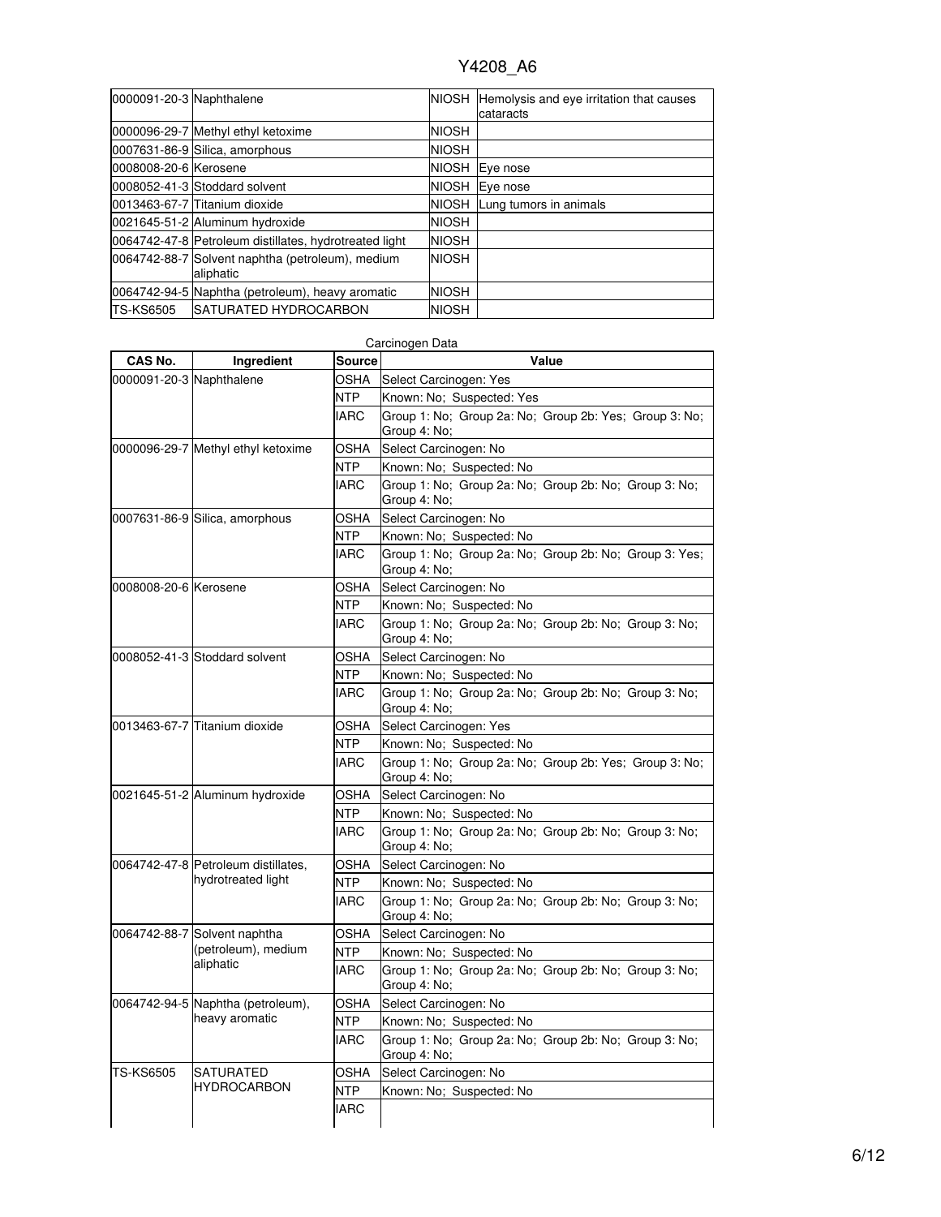| | | | |
|---|---|---|---|
| 0000091-20-3 | Naphthalene | NIOSH | Hemolysis and eye irritation that causes cataracts |
| 0000096-29-7 | Methyl ethyl ketoxime | NIOSH | |
| 0007631-86-9 | Silica, amorphous | NIOSH | |
| 0008008-20-6 | Kerosene | NIOSH | Eye nose |
| 0008052-41-3 | Stoddard solvent | NIOSH | Eye nose |
| 0013463-67-7 | Titanium dioxide | NIOSH | Lung tumors in animals |
| 0021645-51-2 | Aluminum hydroxide | NIOSH | |
| 0064742-47-8 | Petroleum distillates, hydrotreated light | NIOSH | |
| 0064742-88-7 | Solvent naphtha (petroleum), medium aliphatic | NIOSH | |
| 0064742-94-5 | Naphtha (petroleum), heavy aromatic | NIOSH | |
| TS-KS6505 | SATURATED HYDROCARBON | NIOSH | |

Carcinogen Data

| CAS No. | Ingredient | Source | Value |
|---|---|---|---|
| 0000091-20-3 | Naphthalene | OSHA | Select Carcinogen: Yes |
| | | NTP | Known: No; Suspected: Yes |
| | | IARC | Group 1: No; Group 2a: No; Group 2b: Yes; Group 3: No; Group 4: No; |
| 0000096-29-7 | Methyl ethyl ketoxime | OSHA | Select Carcinogen: No |
| | | NTP | Known: No; Suspected: No |
| | | IARC | Group 1: No; Group 2a: No; Group 2b: No; Group 3: No; Group 4: No; |
| 0007631-86-9 | Silica, amorphous | OSHA | Select Carcinogen: No |
| | | NTP | Known: No; Suspected: No |
| | | IARC | Group 1: No; Group 2a: No; Group 2b: No; Group 3: Yes; Group 4: No; |
| 0008008-20-6 | Kerosene | OSHA | Select Carcinogen: No |
| | | NTP | Known: No; Suspected: No |
| | | IARC | Group 1: No; Group 2a: No; Group 2b: No; Group 3: No; Group 4: No; |
| 0008052-41-3 | Stoddard solvent | OSHA | Select Carcinogen: No |
| | | NTP | Known: No; Suspected: No |
| | | IARC | Group 1: No; Group 2a: No; Group 2b: No; Group 3: No; Group 4: No; |
| 0013463-67-7 | Titanium dioxide | OSHA | Select Carcinogen: Yes |
| | | NTP | Known: No; Suspected: No |
| | | IARC | Group 1: No; Group 2a: No; Group 2b: Yes; Group 3: No; Group 4: No; |
| 0021645-51-2 | Aluminum hydroxide | OSHA | Select Carcinogen: No |
| | | NTP | Known: No; Suspected: No |
| | | IARC | Group 1: No; Group 2a: No; Group 2b: No; Group 3: No; Group 4: No; |
| 0064742-47-8 | Petroleum distillates, hydrotreated light | OSHA | Select Carcinogen: No |
| | | NTP | Known: No; Suspected: No |
| | | IARC | Group 1: No; Group 2a: No; Group 2b: No; Group 3: No; Group 4: No; |
| 0064742-88-7 | Solvent naphtha (petroleum), medium aliphatic | OSHA | Select Carcinogen: No |
| | | NTP | Known: No; Suspected: No |
| | | IARC | Group 1: No; Group 2a: No; Group 2b: No; Group 3: No; Group 4: No; |
| 0064742-94-5 | Naphtha (petroleum), heavy aromatic | OSHA | Select Carcinogen: No |
| | | NTP | Known: No; Suspected: No |
| | | IARC | Group 1: No; Group 2a: No; Group 2b: No; Group 3: No; Group 4: No; |
| TS-KS6505 | SATURATED HYDROCARBON | OSHA | Select Carcinogen: No |
| | | NTP | Known: No; Suspected: No |
| | | IARC | |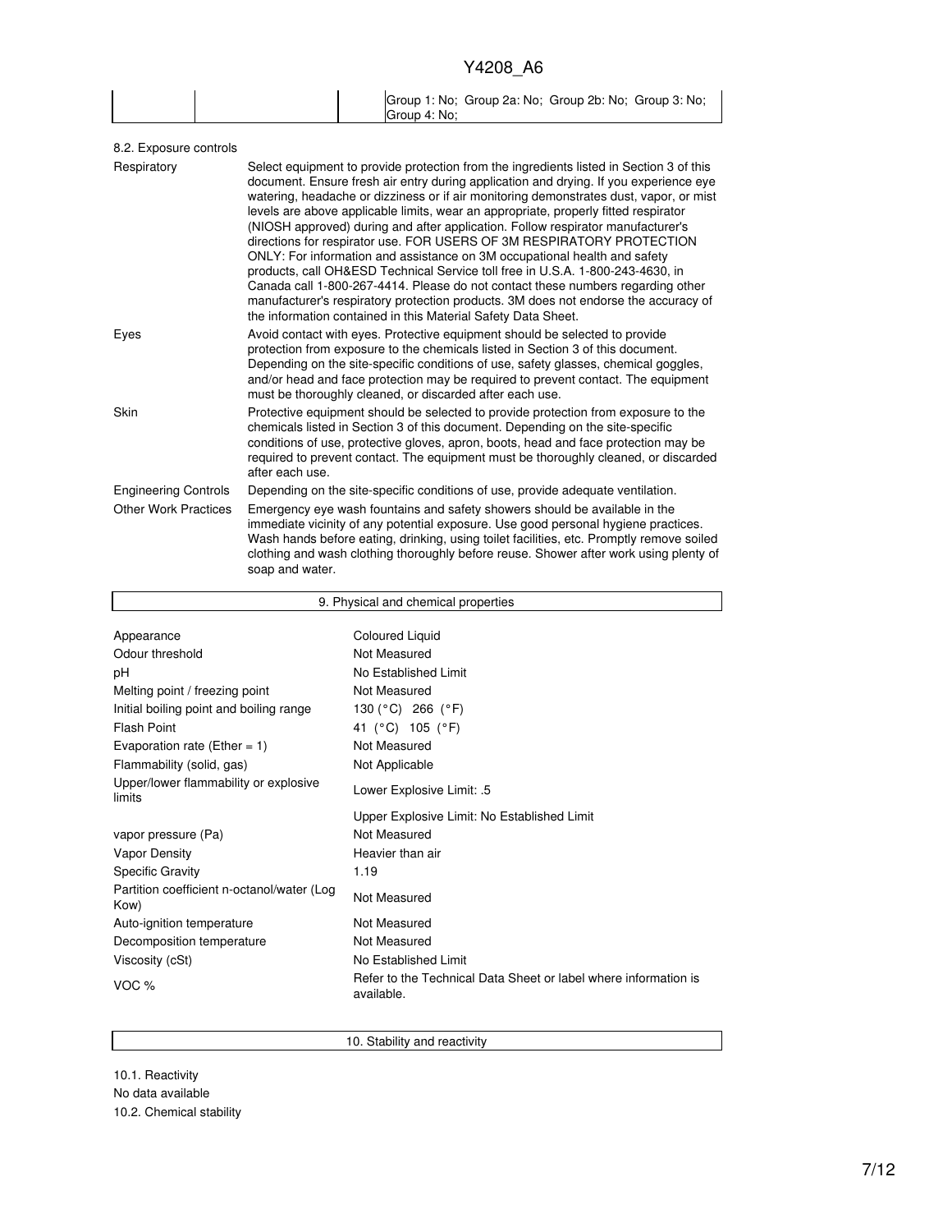| | | Group 1: No; Group 2a: No; Group 2b: No; Group 3: No; Group 4: No; |
|---|---|---|

8.2. Exposure controls

| | |
|---|---|
| Respiratory | Select equipment to provide protection from the ingredients listed in Section 3 of this document. Ensure fresh air entry during application and drying. If you experience eye watering, headache or dizziness or if air monitoring demonstrates dust, vapor, or mist levels are above applicable limits, wear an appropriate, properly fitted respirator (NIOSH approved) during and after application. Follow respirator manufacturer's directions for respirator use. FOR USERS OF 3M RESPIRATORY PROTECTION ONLY: For information and assistance on 3M occupational health and safety products, call OH&ESD Technical Service toll free in U.S.A. 1-800-243-4630, in Canada call 1-800-267-4414. Please do not contact these numbers regarding other manufacturer's respiratory protection products. 3M does not endorse the accuracy of the information contained in this Material Safety Data Sheet. |
| Eyes | Avoid contact with eyes. Protective equipment should be selected to provide protection from exposure to the chemicals listed in Section 3 of this document. Depending on the site-specific conditions of use, safety glasses, chemical goggles, and/or head and face protection may be required to prevent contact. The equipment must be thoroughly cleaned, or discarded after each use. |
| Skin | Protective equipment should be selected to provide protection from exposure to the chemicals listed in Section 3 of this document. Depending on the site-specific conditions of use, protective gloves, apron, boots, head and face protection may be required to prevent contact. The equipment must be thoroughly cleaned, or discarded after each use. |
| Engineering Controls | Depending on the site-specific conditions of use, provide adequate ventilation. |
| Other Work Practices | Emergency eye wash fountains and safety showers should be available in the immediate vicinity of any potential exposure. Use good personal hygiene practices. Wash hands before eating, drinking, using toilet facilities, etc. Promptly remove soiled clothing and wash clothing thoroughly before reuse. Shower after work using plenty of soap and water. |

## 9. Physical and chemical properties

| | |
|---|---|
| Appearance | Coloured Liquid |
| Odour threshold | Not Measured |
| pH | No Established Limit |
| Melting point / freezing point | Not Measured |
| Initial boiling point and boiling range | 130 (°C) 266 (°F) |
| Flash Point | 41 (°C) 105 (°F) |
| Evaporation rate (Ether = 1) | Not Measured |
| Flammability (solid, gas) | Not Applicable |
| Upper/lower flammability or explosive limits | Lower Explosive Limit: .5 |
| | Upper Explosive Limit: No Established Limit |
| vapor pressure (Pa) | Not Measured |
| Vapor Density | Heavier than air |
| Specific Gravity | 1.19 |
| Partition coefficient n-octanol/water (Log Kow) | Not Measured |
| Auto-ignition temperature | Not Measured |
| Decomposition temperature | Not Measured |
| Viscosity (cSt) | No Established Limit |
| VOC % | Refer to the Technical Data Sheet or label where information is available. |

## 10. Stability and reactivity

10.1. Reactivity

No data available

10.2. Chemical stability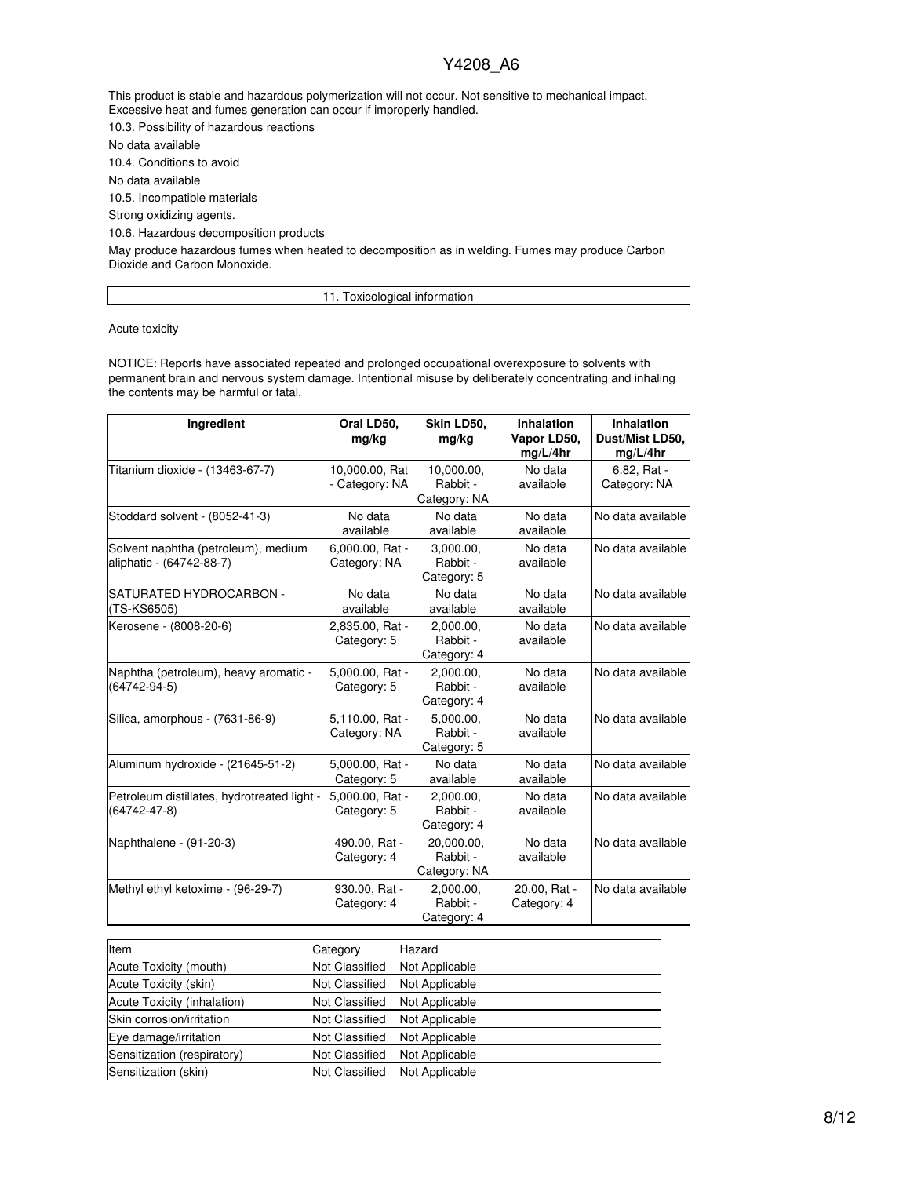This product is stable and hazardous polymerization will not occur. Not sensitive to mechanical impact. Excessive heat and fumes generation can occur if improperly handled.

10.3. Possibility of hazardous reactions

No data available

10.4. Conditions to avoid

No data available

10.5. Incompatible materials

Strong oxidizing agents.

10.6. Hazardous decomposition products

May produce hazardous fumes when heated to decomposition as in welding. Fumes may produce Carbon Dioxide and Carbon Monoxide.

## 11. Toxicological information

Acute toxicity

NOTICE: Reports have associated repeated and prolonged occupational overexposure to solvents with permanent brain and nervous system damage. Intentional misuse by deliberately concentrating and inhaling the contents may be harmful or fatal.

| Ingredient | Oral LD50, mg/kg | Skin LD50, mg/kg | Inhalation Vapor LD50, mg/L/4hr | Inhalation Dust/Mist LD50, mg/L/4hr |
|---|---|---|---|---|
| Titanium dioxide - (13463-67-7) | 10,000.00, Rat - Category: NA | 10,000.00, Rabbit - Category: NA | No data available | 6.82, Rat - Category: NA |
| Stoddard solvent - (8052-41-3) | No data available | No data available | No data available | No data available |
| Solvent naphtha (petroleum), medium aliphatic - (64742-88-7) | 6,000.00, Rat - Category: NA | 3,000.00, Rabbit - Category: 5 | No data available | No data available |
| SATURATED HYDROCARBON - (TS-KS6505) | No data available | No data available | No data available | No data available |
| Kerosene - (8008-20-6) | 2,835.00, Rat - Category: 5 | 2,000.00, Rabbit - Category: 4 | No data available | No data available |
| Naphtha (petroleum), heavy aromatic - (64742-94-5) | 5,000.00, Rat - Category: 5 | 2,000.00, Rabbit - Category: 4 | No data available | No data available |
| Silica, amorphous - (7631-86-9) | 5,110.00, Rat - Category: NA | 5,000.00, Rabbit - Category: 5 | No data available | No data available |
| Aluminum hydroxide - (21645-51-2) | 5,000.00, Rat - Category: 5 | No data available | No data available | No data available |
| Petroleum distillates, hydrotreated light - (64742-47-8) | 5,000.00, Rat - Category: 5 | 2,000.00, Rabbit - Category: 4 | No data available | No data available |
| Naphthalene - (91-20-3) | 490.00, Rat - Category: 4 | 20,000.00, Rabbit - Category: NA | No data available | No data available |
| Methyl ethyl ketoxime - (96-29-7) | 930.00, Rat - Category: 4 | 2,000.00, Rabbit - Category: 4 | 20.00, Rat - Category: 4 | No data available |

| Item | Category | Hazard |
|---|---|---|
| Acute Toxicity (mouth) | Not Classified | Not Applicable |
| Acute Toxicity (skin) | Not Classified | Not Applicable |
| Acute Toxicity (inhalation) | Not Classified | Not Applicable |
| Skin corrosion/irritation | Not Classified | Not Applicable |
| Eye damage/irritation | Not Classified | Not Applicable |
| Sensitization (respiratory) | Not Classified | Not Applicable |
| Sensitization (skin) | Not Classified | Not Applicable |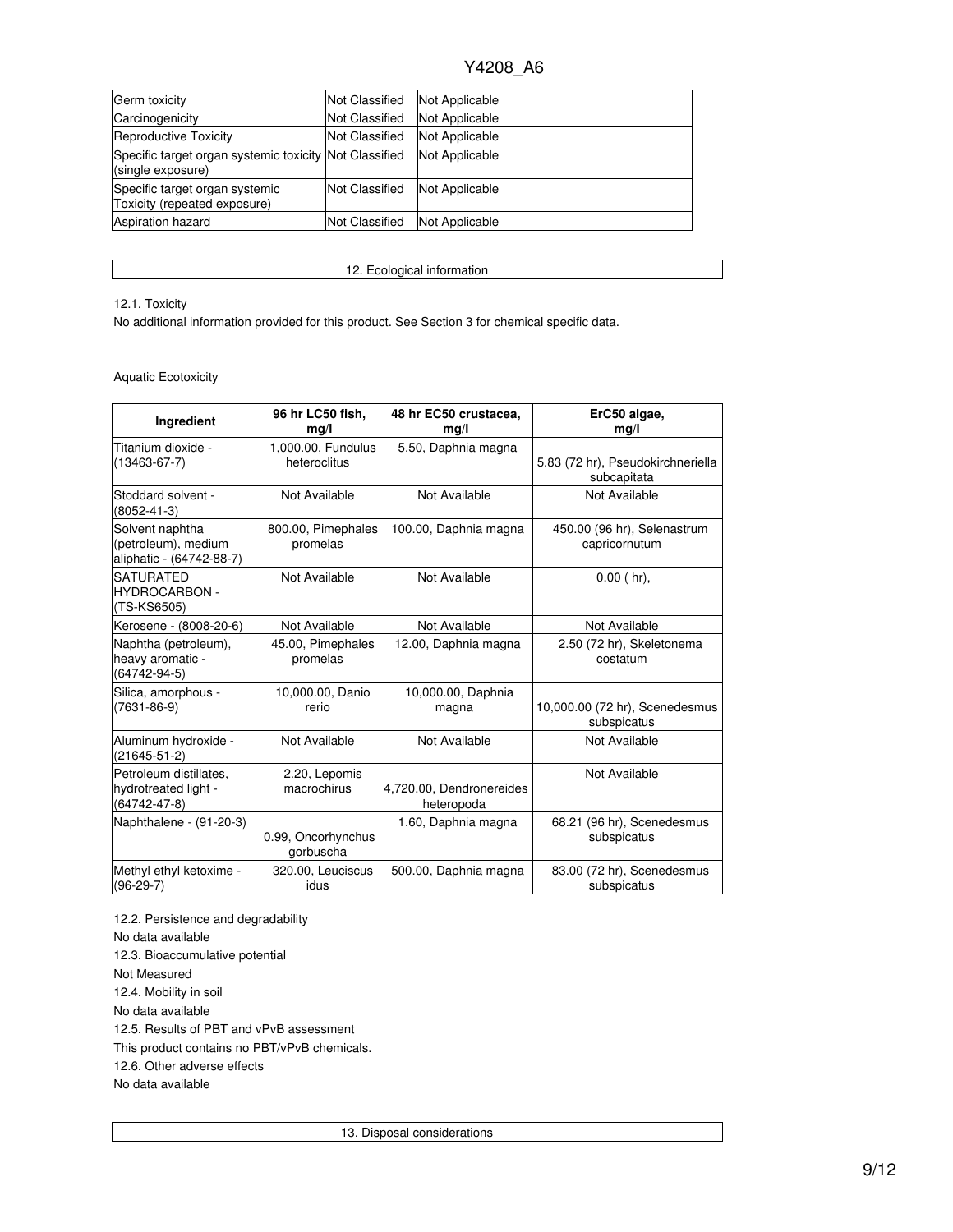| Germ toxicity | Not Classified | Not Applicable |
|---|---|---|
| Carcinogenicity | Not Classified | Not Applicable |
| Reproductive Toxicity | Not Classified | Not Applicable |
| Specific target organ systemic toxicity (single exposure) | Not Classified | Not Applicable |
| Specific target organ systemic Toxicity (repeated exposure) | Not Classified | Not Applicable |
| Aspiration hazard | Not Classified | Not Applicable |

## 12. Ecological information

12.1. Toxicity

No additional information provided for this product. See Section 3 for chemical specific data.

Aquatic Ecotoxicity

| Ingredient | 96 hr LC50 fish, mg/l | 48 hr EC50 crustacea, mg/l | ErC50 algae, mg/l |
|---|---|---|---|
| Titanium dioxide - (13463-67-7) | 1,000.00, Fundulus heteroclitus | 5.50, Daphnia magna | 5.83 (72 hr), Pseudokirchneriella subcapitata |
| Stoddard solvent - (8052-41-3) | Not Available | Not Available | Not Available |
| Solvent naphtha (petroleum), medium aliphatic - (64742-88-7) | 800.00, Pimephales promelas | 100.00, Daphnia magna | 450.00 (96 hr), Selenastrum capricornutum |
| SATURATED HYDROCARBON - (TS-KS6505) | Not Available | Not Available | 0.00 ( hr), |
| Kerosene - (8008-20-6) | Not Available | Not Available | Not Available |
| Naphtha (petroleum), heavy aromatic - (64742-94-5) | 45.00, Pimephales promelas | 12.00, Daphnia magna | 2.50 (72 hr), Skeletonema costatum |
| Silica, amorphous - (7631-86-9) | 10,000.00, Danio rerio | 10,000.00, Daphnia magna | 10,000.00 (72 hr), Scenedesmus subspicatus |
| Aluminum hydroxide - (21645-51-2) | Not Available | Not Available | Not Available |
| Petroleum distillates, hydrotreated light - (64742-47-8) | 2.20, Lepomis macrochirus | 4,720.00, Dendronereides heteropoda | Not Available |
| Naphthalene - (91-20-3) | 0.99, Oncorhynchus gorbuscha | 1.60, Daphnia magna | 68.21 (96 hr), Scenedesmus subspicatus |
| Methyl ethyl ketoxime - (96-29-7) | 320.00, Leuciscus idus | 500.00, Daphnia magna | 83.00 (72 hr), Scenedesmus subspicatus |

12.2. Persistence and degradability

No data available

12.3. Bioaccumulative potential

Not Measured

12.4. Mobility in soil

No data available

12.5. Results of PBT and vPvB assessment

This product contains no PBT/vPvB chemicals.

12.6. Other adverse effects

No data available

## 13. Disposal considerations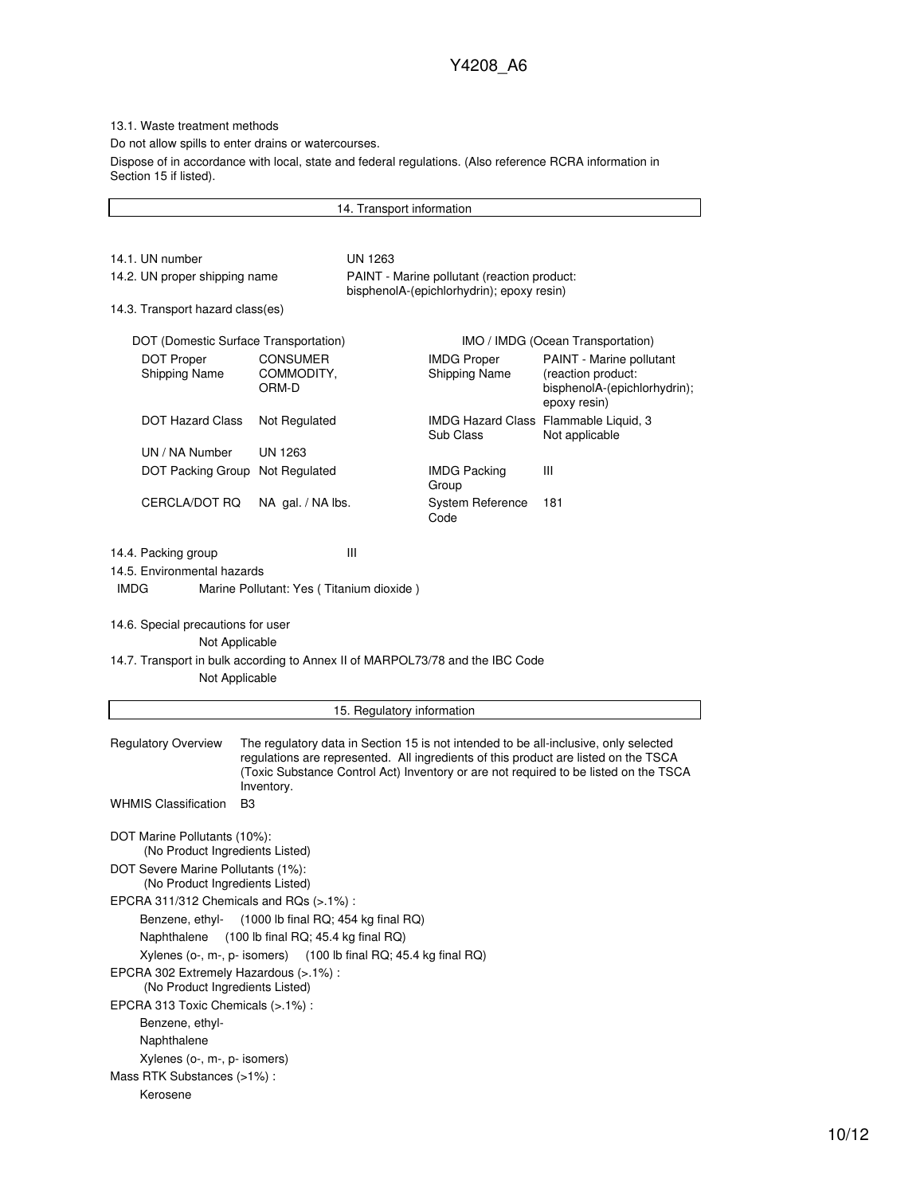13.1. Waste treatment methods

Do not allow spills to enter drains or watercourses.

Dispose of in accordance with local, state and federal regulations. (Also reference RCRA information in Section 15 if listed).

## 14. Transport information

14.1. UN number UN 1263

14.2. UN proper shipping name PAINT - Marine pollutant (reaction product: bisphenolA-(epichlorhydrin); epoxy resin)

14.3. Transport hazard class(es)

| DOT (Domestic Surface Transportation) | | IMO / IMDG (Ocean Transportation) | |
|---|---|---|---|
| DOT Proper Shipping Name | CONSUMER COMMODITY, ORM-D | IMDG Proper Shipping Name | PAINT - Marine pollutant (reaction product: bisphenolA-(epichlorhydrin); epoxy resin) |
| DOT Hazard Class | Not Regulated | IMDG Hazard Class Sub Class | Flammable Liquid, 3 Not applicable |
| UN / NA Number | UN 1263 | | |
| DOT Packing Group | Not Regulated | IMDG Packing Group | III |
| CERCLA/DOT RQ | NA gal. / NA lbs. | System Reference Code | 181 |

14.4. Packing group III

14.5. Environmental hazards

IMDG Marine Pollutant: Yes ( Titanium dioxide )

14.6. Special precautions for user

Not Applicable

14.7. Transport in bulk according to Annex II of MARPOL73/78 and the IBC Code

Not Applicable

## 15. Regulatory information

Regulatory Overview The regulatory data in Section 15 is not intended to be all-inclusive, only selected regulations are represented. All ingredients of this product are listed on the TSCA (Toxic Substance Control Act) Inventory or are not required to be listed on the TSCA Inventory.

WHMIS Classification B3

DOT Marine Pollutants (10%):
(No Product Ingredients Listed)

DOT Severe Marine Pollutants (1%):
(No Product Ingredients Listed)

EPCRA 311/312 Chemicals and RQs (>.1%) :

- Benzene, ethyl- (1000 lb final RQ; 454 kg final RQ)
- Naphthalene (100 lb final RQ; 45.4 kg final RQ)
- Xylenes (o-, m-, p- isomers) (100 lb final RQ; 45.4 kg final RQ)

EPCRA 302 Extremely Hazardous (>.1%) :
(No Product Ingredients Listed)

EPCRA 313 Toxic Chemicals (>.1%) :

- Benzene, ethyl-
- Naphthalene
- Xylenes (o-, m-, p- isomers)

Mass RTK Substances (>1%) :

- Kerosene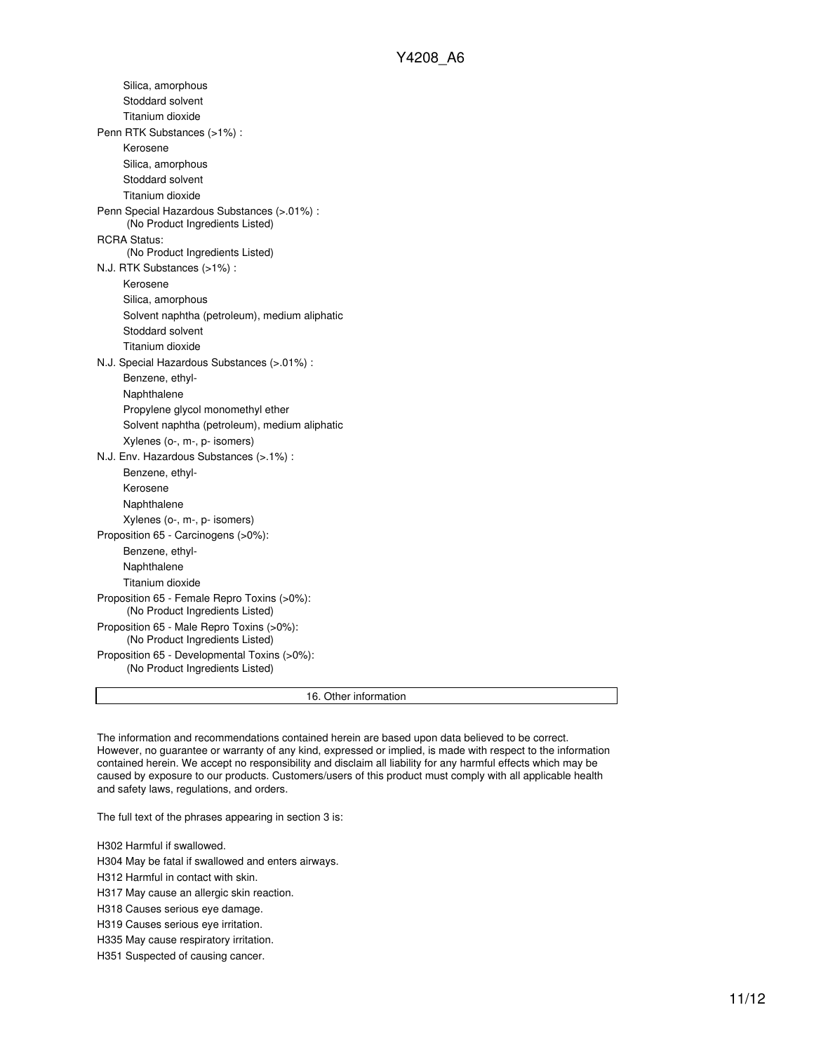- Silica, amorphous
- Stoddard solvent
- Titanium dioxide

Penn RTK Substances (>1%) :

- Kerosene
- Silica, amorphous
- Stoddard solvent
- Titanium dioxide

Penn Special Hazardous Substances (>.01%) :

(No Product Ingredients Listed)

RCRA Status:

(No Product Ingredients Listed)

N.J. RTK Substances (>1%) :

- Kerosene
- Silica, amorphous
- Solvent naphtha (petroleum), medium aliphatic
- Stoddard solvent
- Titanium dioxide

N.J. Special Hazardous Substances (>.01%) :

- Benzene, ethyl-
- Naphthalene
- Propylene glycol monomethyl ether
- Solvent naphtha (petroleum), medium aliphatic
- Xylenes (o-, m-, p- isomers)

N.J. Env. Hazardous Substances (>.1%) :

- Benzene, ethyl-
- Kerosene
- Naphthalene
- Xylenes (o-, m-, p- isomers)

Proposition 65 - Carcinogens (>0%):

- Benzene, ethyl-
- Naphthalene
- Titanium dioxide

Proposition 65 - Female Repro Toxins (>0%):

(No Product Ingredients Listed)

Proposition 65 - Male Repro Toxins (>0%):

(No Product Ingredients Listed)

Proposition 65 - Developmental Toxins (>0%):

(No Product Ingredients Listed)

## 16. Other information

The information and recommendations contained herein are based upon data believed to be correct. However, no guarantee or warranty of any kind, expressed or implied, is made with respect to the information contained herein. We accept no responsibility and disclaim all liability for any harmful effects which may be caused by exposure to our products. Customers/users of this product must comply with all applicable health and safety laws, regulations, and orders.

The full text of the phrases appearing in section 3 is:

H302 Harmful if swallowed.

H304 May be fatal if swallowed and enters airways.

H312 Harmful in contact with skin.

H317 May cause an allergic skin reaction.

H318 Causes serious eye damage.

H319 Causes serious eye irritation.

H335 May cause respiratory irritation.

H351 Suspected of causing cancer.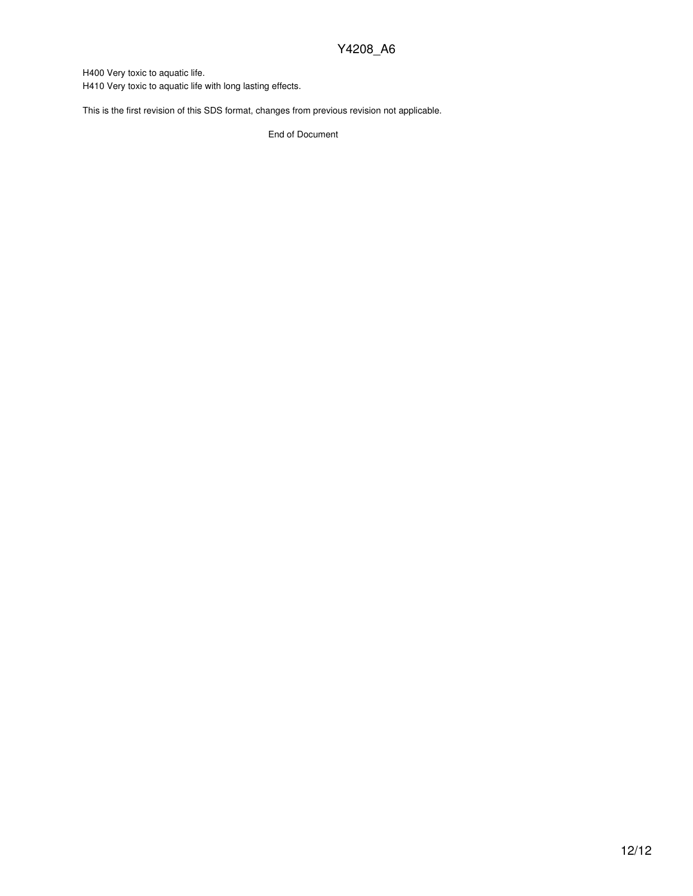H400 Very toxic to aquatic life.
H410 Very toxic to aquatic life with long lasting effects.

This is the first revision of this SDS format, changes from previous revision not applicable.

End of Document